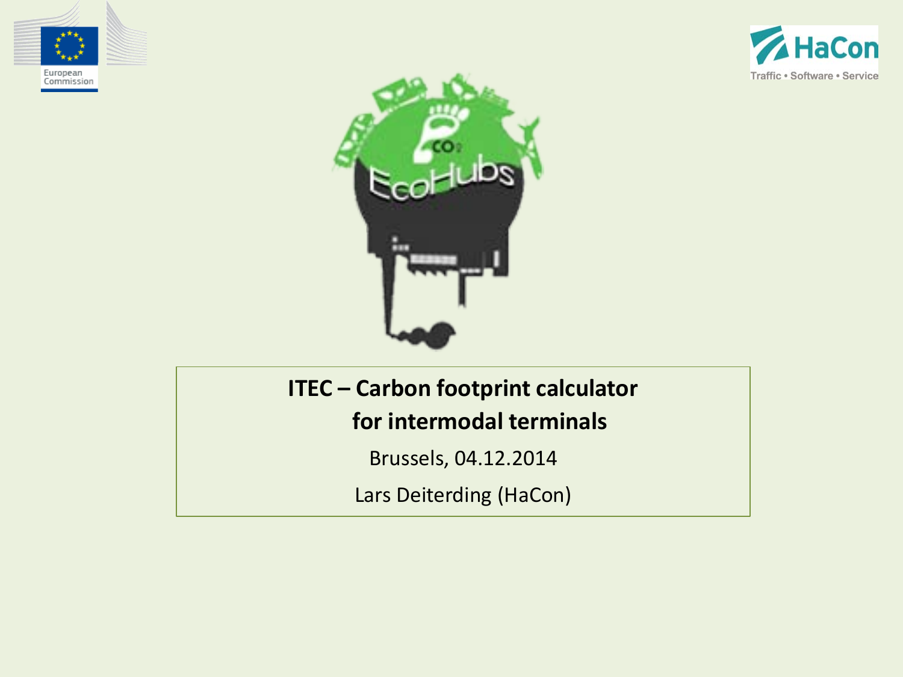# ITEC – Carbon footprint calculator for intermodal terminals

Brussels, 04.12.2014

Lars Deiterding (HaCon)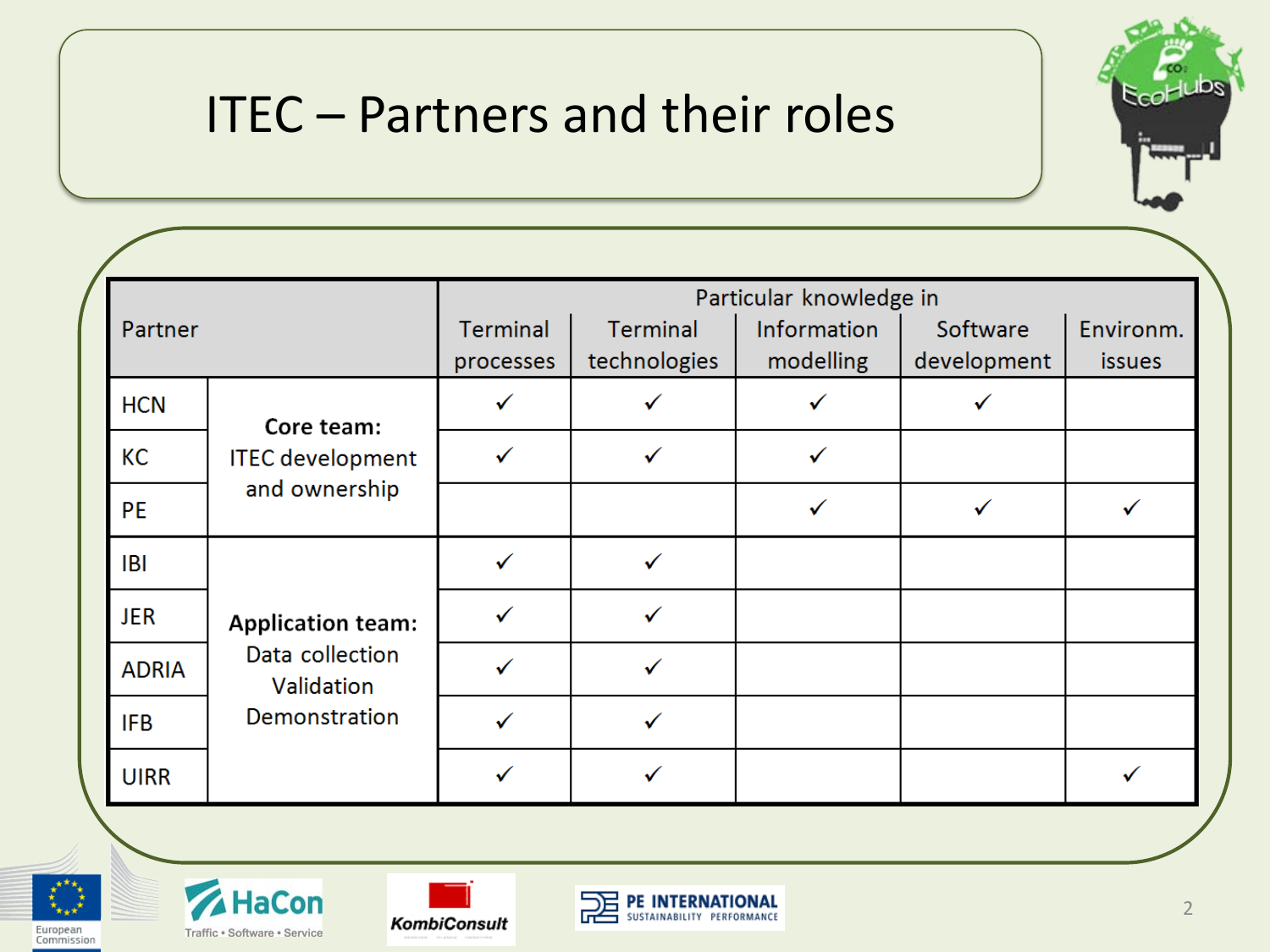# ITEC – Partners and their roles

| Partner | | Particular knowledge in | | | | |
|---|---|---|---|---|---|---|
| | | Terminal processes | Terminal technologies | Information modelling | Software development | Environm. issues |
| HCN | **Core team:** ITEC development and ownership | ✓ | ✓ | ✓ | ✓ | |
| KC | | ✓ | ✓ | ✓ | | |
| PE | | | | ✓ | ✓ | ✓ |
| IBI | **Application team:** Data collection Validation Demonstration | ✓ | ✓ | | | |
| JER | | ✓ | ✓ | | | |
| ADRIA | | ✓ | ✓ | | | |
| IFB | | ✓ | ✓ | | | |
| UIRR | | ✓ | ✓ | | | ✓ |

European Commission | HaCon Traffic • Software • Service | KombiConsult | PE INTERNATIONAL SUSTAINABILITY PERFORMANCE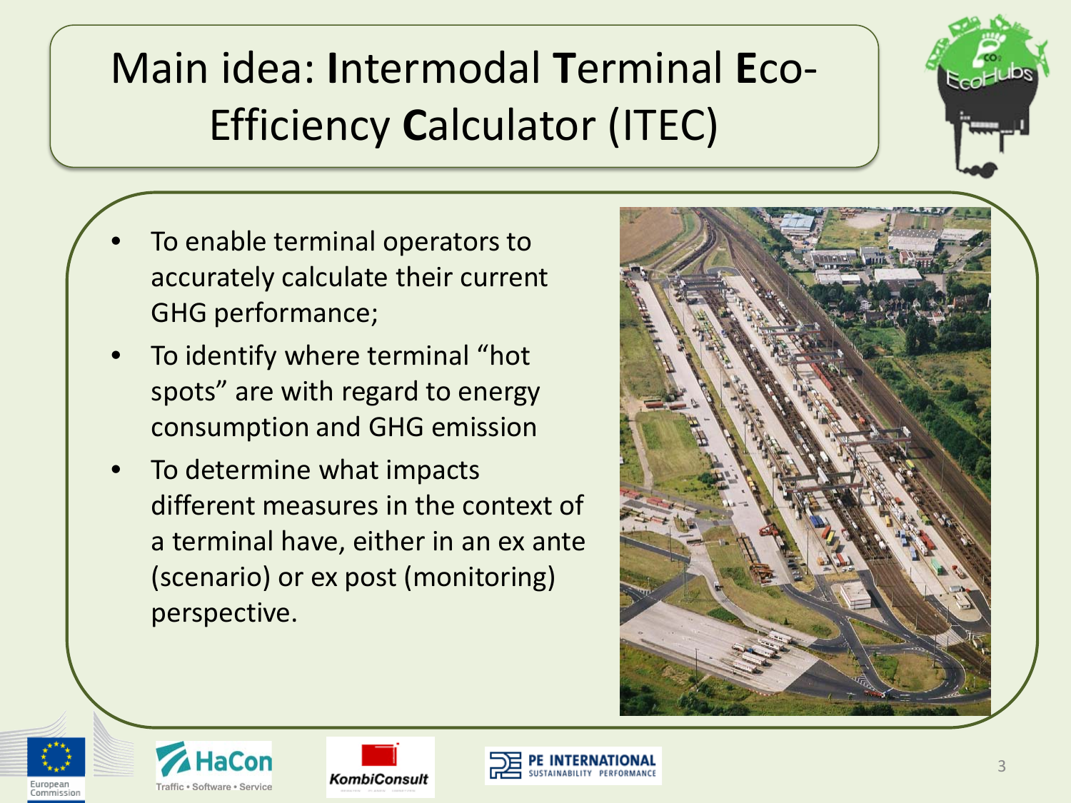# Main idea: **I**ntermodal **T**erminal **E**co-Efficiency **C**alculator (ITEC)

- To enable terminal operators to accurately calculate their current GHG performance;
- To identify where terminal "hot spots" are with regard to energy consumption and GHG emission
- To determine what impacts different measures in the context of a terminal have, either in an ex ante (scenario) or ex post (monitoring) perspective.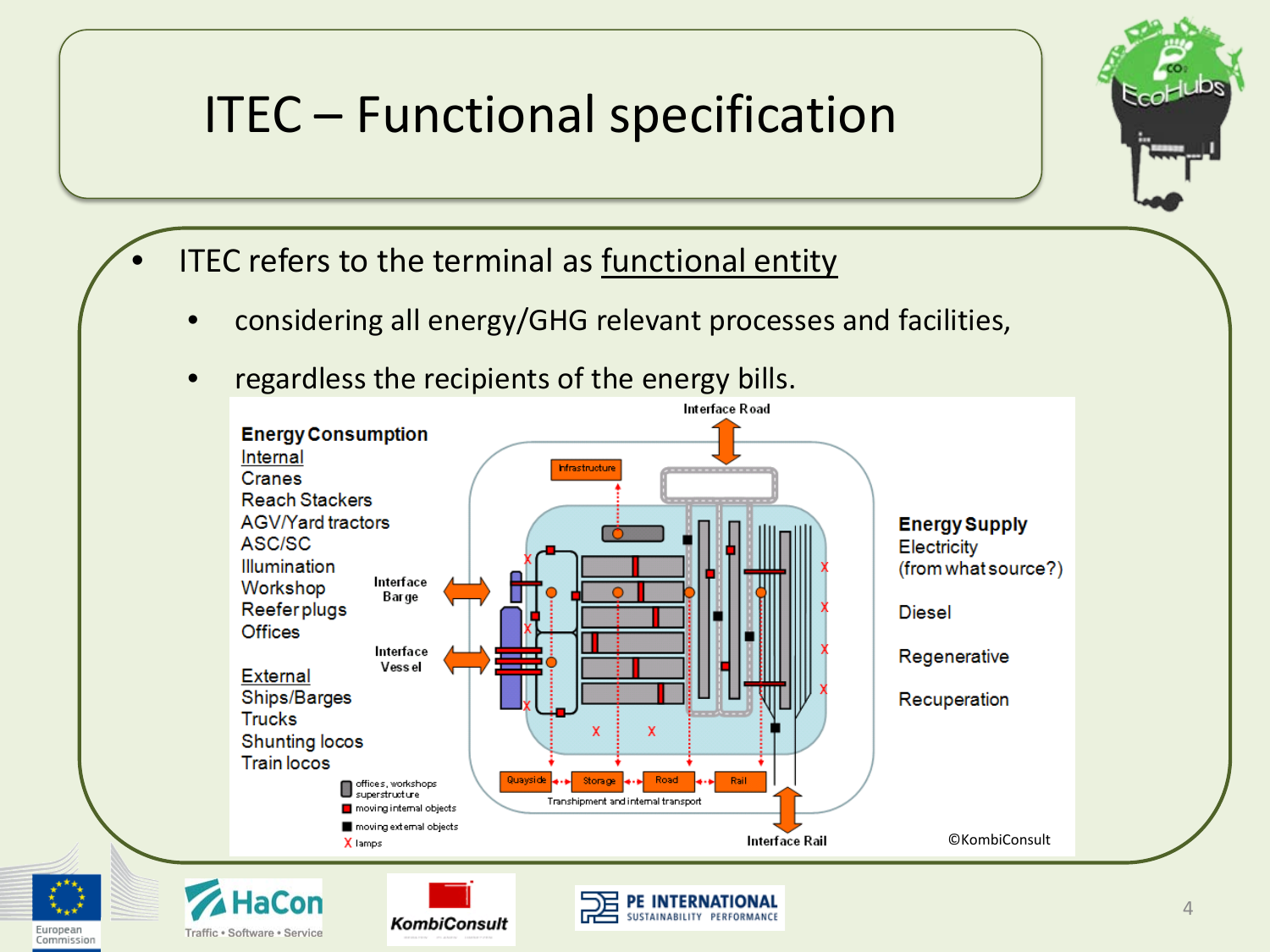# ITEC – Functional specification

- ITEC refers to the terminal as functional entity
  - considering all energy/GHG relevant processes and facilities,
  - regardless the recipients of the energy bills.

**Energy Consumption**

Internal
Cranes
Reach Stackers
AGV/Yard tractors
ASC/SC
Illumination
Workshop
Reefer plugs
Offices

External
Ships/Barges
Trucks
Shunting locos
Train locos

Interface Road
Interface Barge
Interface Vessel
Interface Rail

Infrastructure

Quayside – Storage – Road – Rail

Transhipment and internal transport

- offices, workshops superstructure
- moving internal objects
- moving external objects
- X lamps

**Energy Supply**
Electricity
(from what source?)

Diesel

Regenerative

Recuperation

©KombiConsult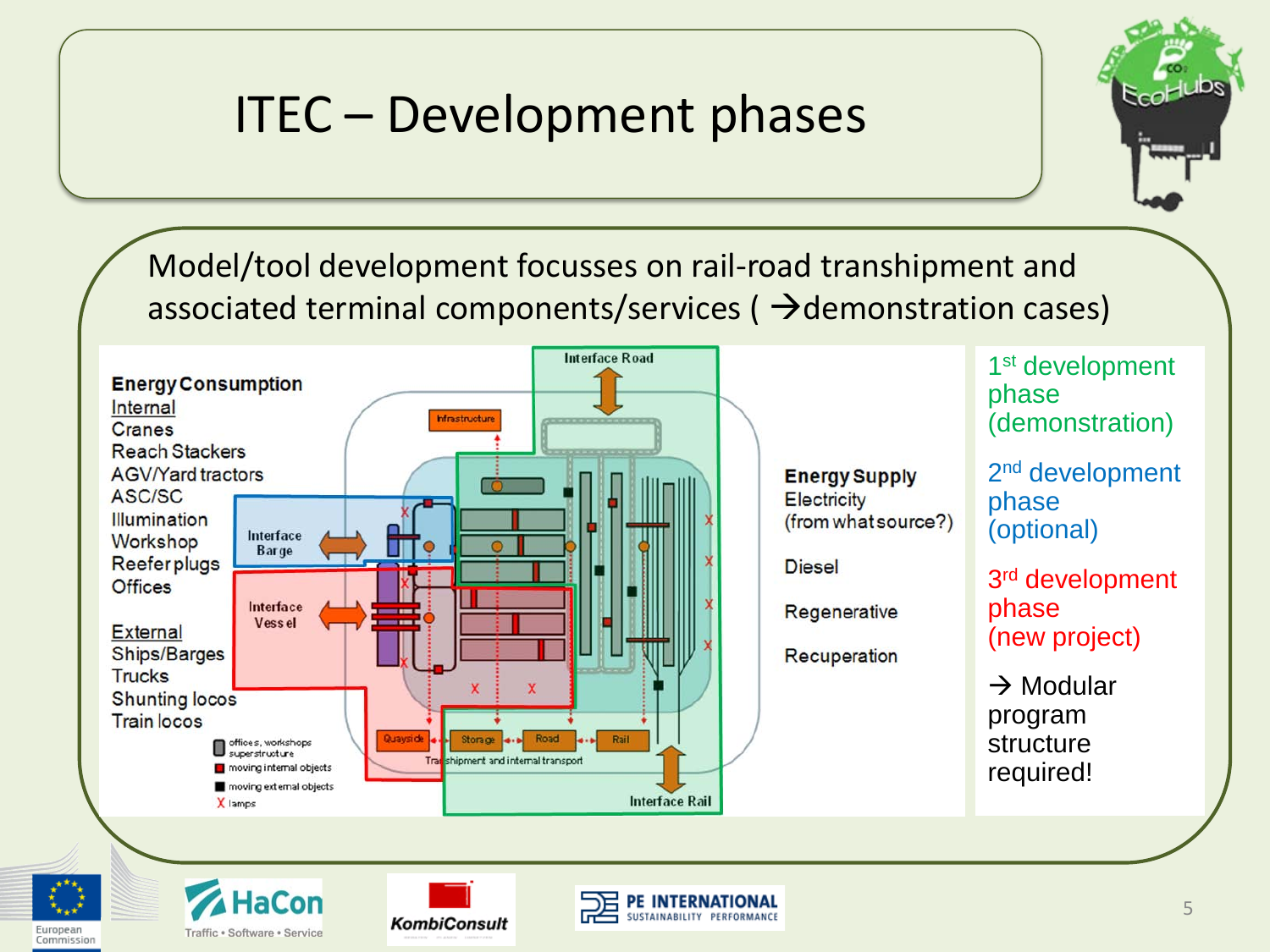# ITEC – Development phases

Model/tool development focusses on rail-road transhipment and associated terminal components/services ( →demonstration cases)

**Energy Consumption**

Internal
- Cranes
- Reach Stackers
- AGV/Yard tractors
- ASC/SC
- Illumination
- Workshop
- Reefer plugs
- Offices

External
- Ships/Barges
- Trucks
- Shunting locos
- Train locos

Interface Road

Infrastructure

Interface Barge

Interface Vessel

Quayside — Storage — Road — Rail

Transhipment and internal transport

Interface Rail

- offices, workshops superstructure
- moving internal objects
- moving external objects
- X lamps

**Energy Supply**

- Electricity (from what source?)
- Diesel
- Regenerative
- Recuperation

1st development phase (demonstration)

2nd development phase (optional)

3rd development phase (new project)

→ Modular program structure required!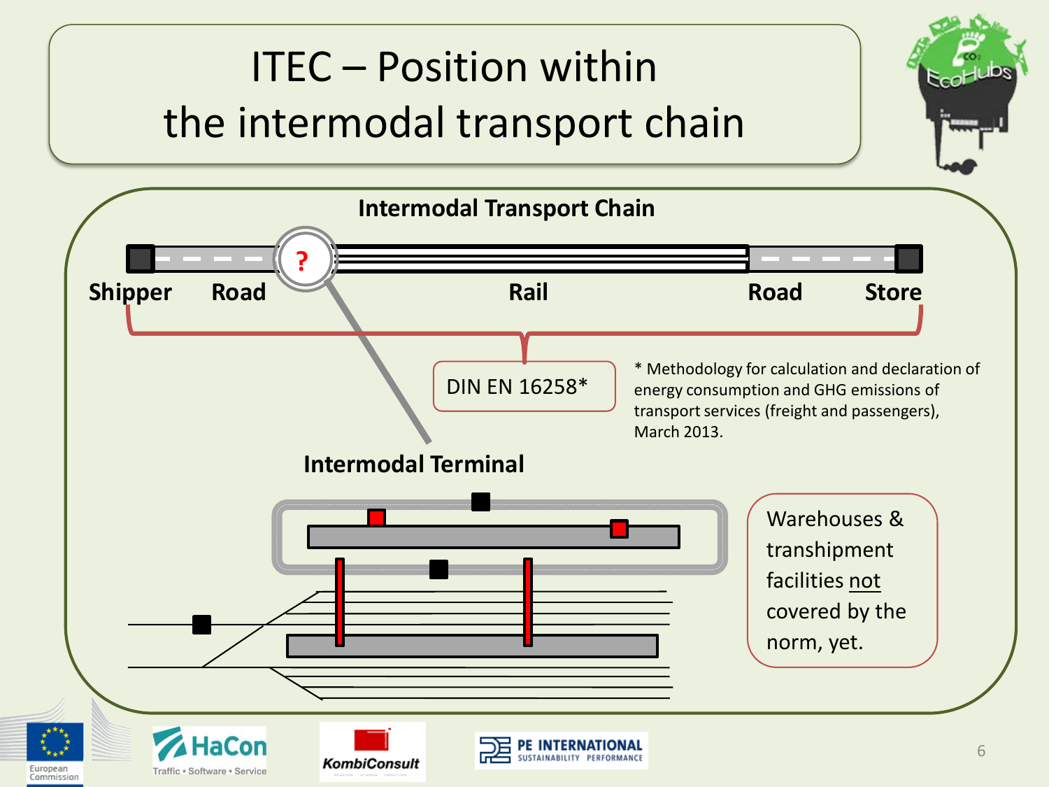# ITEC – Position within the intermodal transport chain

**Intermodal Transport Chain**

**Shipper** **Road** ? **Rail** **Road** **Store**

DIN EN 16258*

* Methodology for calculation and declaration of energy consumption and GHG emissions of transport services (freight and passengers), March 2013.

**Intermodal Terminal**

Warehouses & transhipment facilities not covered by the norm, yet.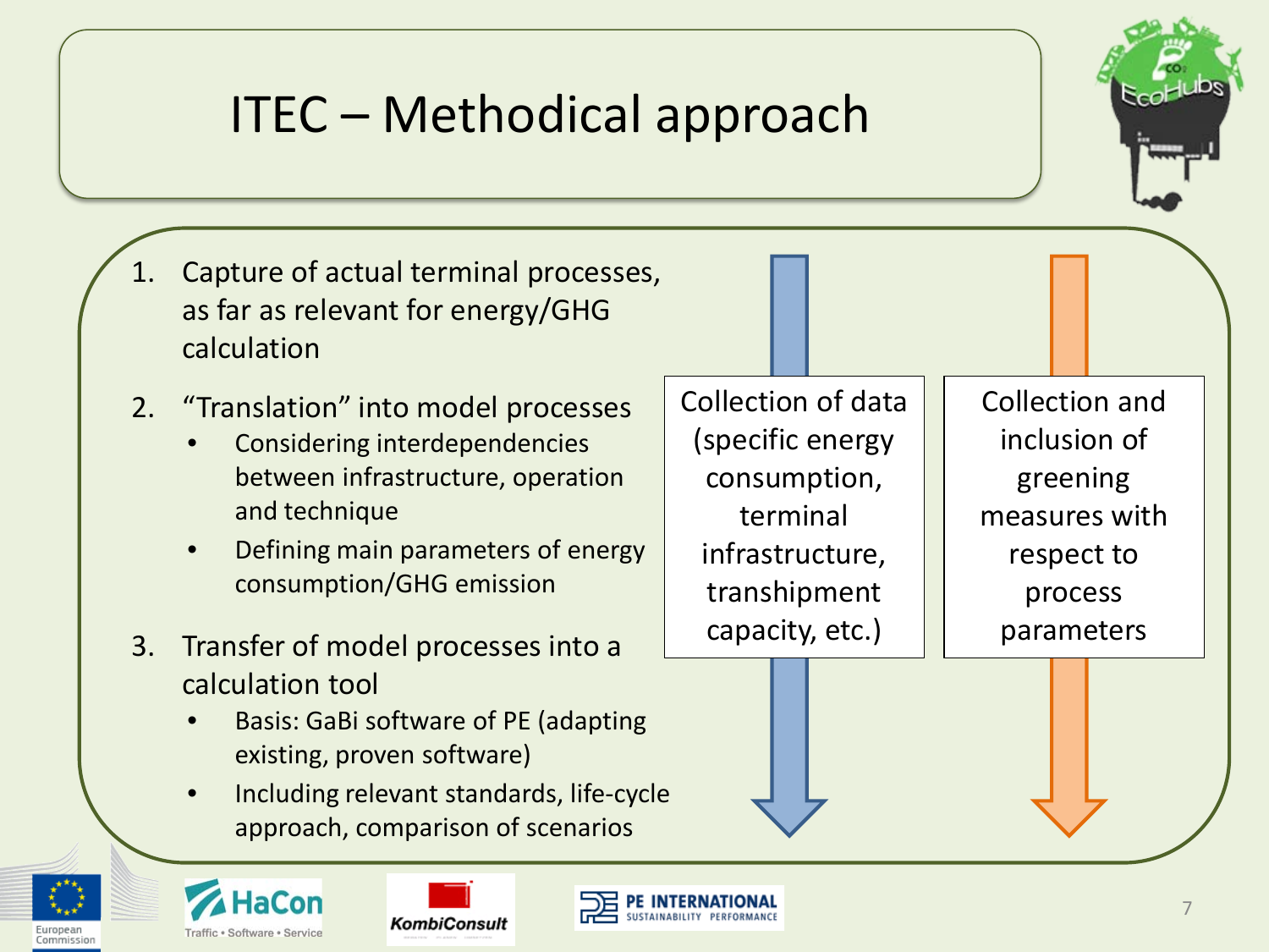# ITEC – Methodical approach

1. Capture of actual terminal processes, as far as relevant for energy/GHG calculation
2. "Translation" into model processes
   - Considering interdependencies between infrastructure, operation and technique
   - Defining main parameters of energy consumption/GHG emission
3. Transfer of model processes into a calculation tool
   - Basis: GaBi software of PE (adapting existing, proven software)
   - Including relevant standards, life-cycle approach, comparison of scenarios

Collection of data (specific energy consumption, terminal infrastructure, transhipment capacity, etc.)

Collection and inclusion of greening measures with respect to process parameters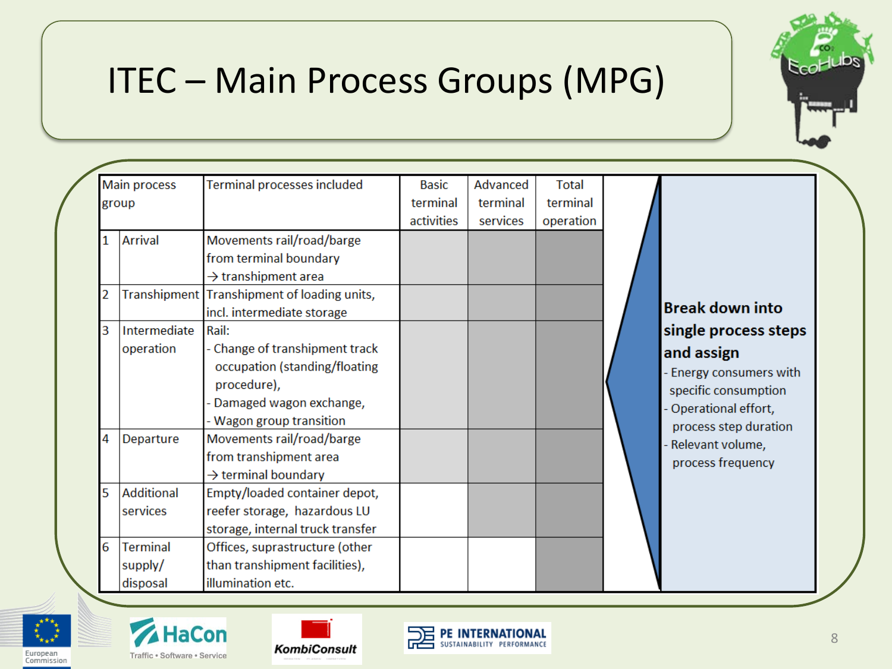# ITEC – Main Process Groups (MPG)

| Main process group | | Terminal processes included | Basic terminal activities | Advanced terminal services | Total terminal operation |
|---|---|---|---|---|---|
| 1 | Arrival | Movements rail/road/barge from terminal boundary → transhipment area | ■ | ■ | ■ |
| 2 | Transhipment | Transhipment of loading units, incl. intermediate storage | ■ | ■ | ■ |
| 3 | Intermediate operation | Rail:<br>- Change of transhipment track occupation (standing/floating procedure),<br>- Damaged wagon exchange,<br>- Wagon group transition | ■ | ■ | ■ |
| 4 | Departure | Movements rail/road/barge from transhipment area → terminal boundary | ■ | ■ | ■ |
| 5 | Additional services | Empty/loaded container depot, reefer storage, hazardous LU storage, internal truck transfer | | ■ | ■ |
| 6 | Terminal supply/ disposal | Offices, suprastructure (other than transhipment facilities), illumination etc. | | | ■ |

**Break down into single process steps and assign**

- Energy consumers with specific consumption
- Operational effort, process step duration
- Relevant volume, process frequency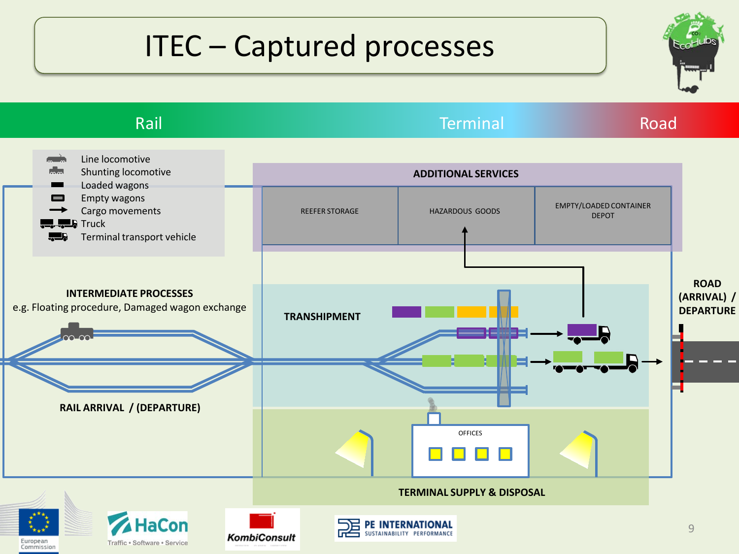# ITEC – Captured processes

Rail | Terminal | Road

- Line locomotive
- Shunting locomotive
- Loaded wagons
- Empty wagons
- Cargo movements
- Truck
- Terminal transport vehicle

**ADDITIONAL SERVICES**

REEFER STORAGE | HAZARDOUS GOODS | EMPTY/LOADED CONTAINER DEPOT

**INTERMEDIATE PROCESSES**
e.g. Floating procedure, Damaged wagon exchange

**TRANSHIPMENT**

**ROAD (ARRIVAL) / DEPARTURE**

**RAIL ARRIVAL / (DEPARTURE)**

OFFICES

**TERMINAL SUPPLY & DISPOSAL**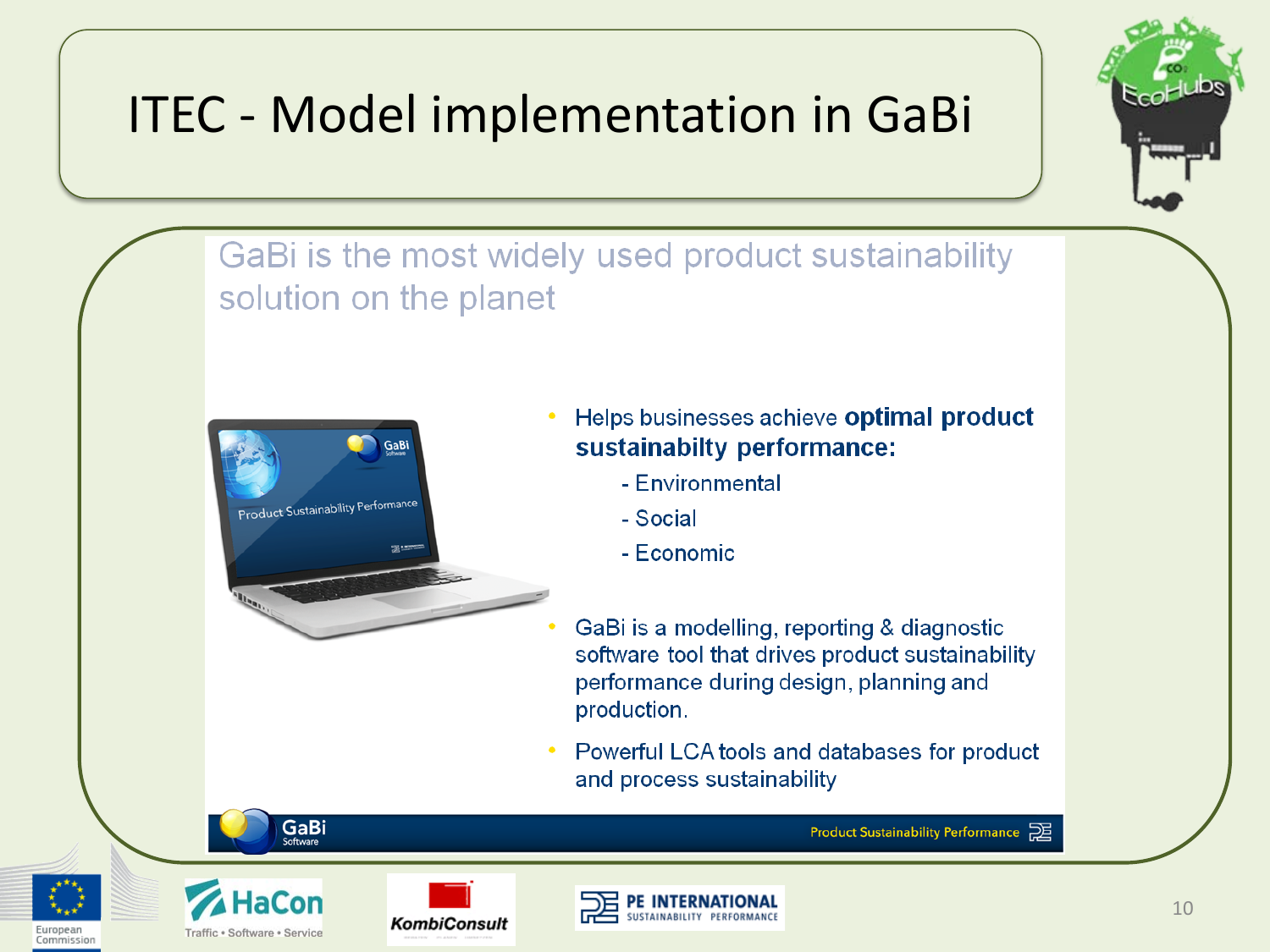# ITEC - Model implementation in GaBi

GaBi is the most widely used product sustainability solution on the planet

- Helps businesses achieve **optimal product sustainabilty performance:**
  - Environmental
  - Social
  - Economic
- GaBi is a modelling, reporting & diagnostic software tool that drives product sustainability performance during design, planning and production.
- Powerful LCA tools and databases for product and process sustainability

GaBi Software — Product Sustainability Performance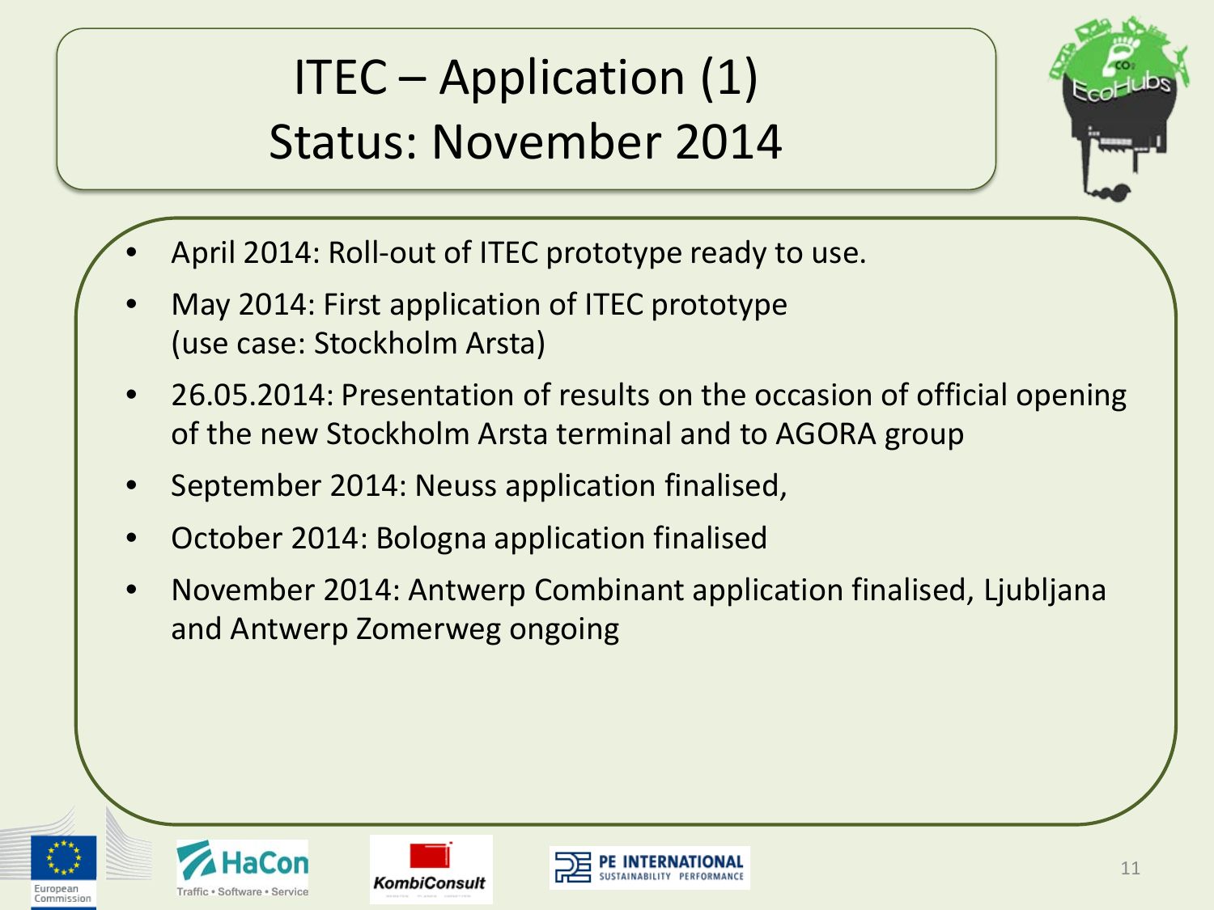# ITEC – Application (1)
## Status: November 2014

- April 2014: Roll-out of ITEC prototype ready to use.
- May 2014: First application of ITEC prototype (use case: Stockholm Arsta)
- 26.05.2014: Presentation of results on the occasion of official opening of the new Stockholm Arsta terminal and to AGORA group
- September 2014: Neuss application finalised,
- October 2014: Bologna application finalised
- November 2014: Antwerp Combinant application finalised, Ljubljana and Antwerp Zomerweg ongoing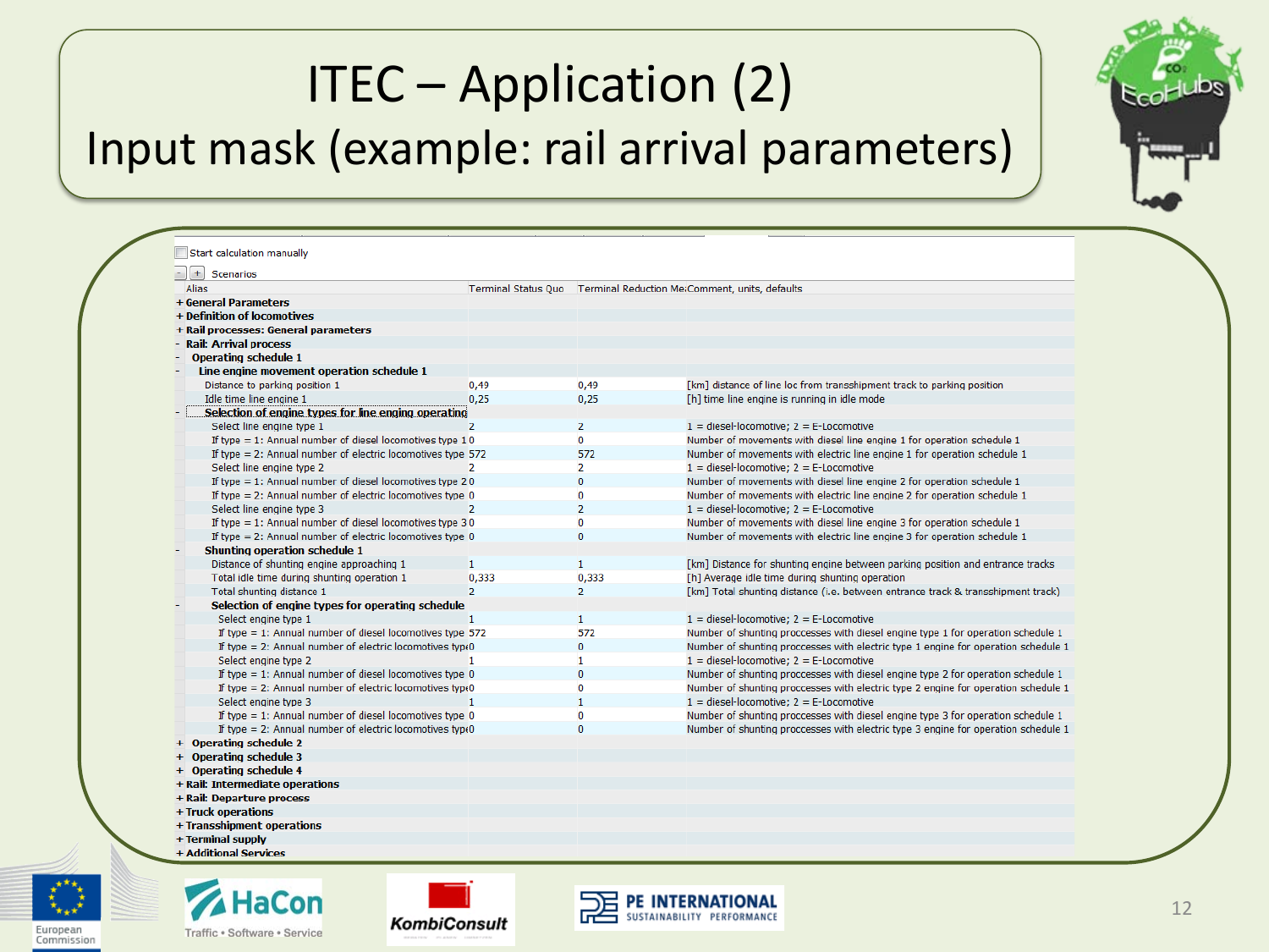# ITEC – Application (2)

## Input mask (example: rail arrival parameters)

Start calculation manually

Scenarios

| Alias | Terminal Status Quo | Terminal Reduction Me | Comment, units, defaults |
|---|---|---|---|
| + General Parameters | | | |
| + Definition of locomotives | | | |
| + Rail processes: General parameters | | | |
| - Rail: Arrival process | | | |
| Operating schedule 1 | | | |
| - Line engine movement operation schedule 1 | | | |
| Distance to parking position 1 | 0,49 | 0,49 | [km] distance of line loc from transshipment track to parking position |
| Idle time line engine 1 | 0,25 | 0,25 | [h] time line engine is running in idle mode |
| - Selection of engine types for line engine operating | | | |
| Select line engine type 1 | 2 | 2 | 1 = diesel-locomotive; 2 = E-Locomotive |
| If type = 1: Annual number of diesel locomotives type 1 | 0 | 0 | Number of movements with diesel line engine 1 for operation schedule 1 |
| If type = 2: Annual number of electric locomotives type | 572 | 572 | Number of movements with electric line engine 1 for operation schedule 1 |
| Select line engine type 2 | 2 | 2 | 1 = diesel-locomotive; 2 = E-Locomotive |
| If type = 1: Annual number of diesel locomotives type 2 | 0 | 0 | Number of movements with diesel line engine 2 for operation schedule 1 |
| If type = 2: Annual number of electric locomotives type | 0 | 0 | Number of movements with electric line engine 2 for operation schedule 1 |
| Select line engine type 3 | 2 | 2 | 1 = diesel-locomotive; 2 = E-Locomotive |
| If type = 1: Annual number of diesel locomotives type 3 | 0 | 0 | Number of movements with diesel line engine 3 for operation schedule 1 |
| If type = 2: Annual number of electric locomotives type | 0 | 0 | Number of movements with electric line engine 3 for operation schedule 1 |
| - Shunting operation schedule 1 | | | |
| Distance of shunting engine approaching 1 | 1 | 1 | [km] Distance for shunting engine between parking position and entrance tracks |
| Total idle time during shunting operation 1 | 0,333 | 0,333 | [h] Average idle time during shunting operation |
| Total shunting distance 1 | 2 | 2 | [km] Total shunting distance (i.e. between entrance track & transshipment track) |
| - Selection of engine types for operating schedule | | | |
| Select engine type 1 | 1 | 1 | 1 = diesel-locomotive; 2 = E-Locomotive |
| If type = 1: Annual number of diesel locomotives type | 572 | 572 | Number of shunting proccesses with diesel engine type 1 for operation schedule 1 |
| If type = 2: Annual number of electric locomotives type | 0 | 0 | Number of shunting proccesses with electric type 1 engine for operation schedule 1 |
| Select engine type 2 | 1 | 1 | 1 = diesel-locomotive; 2 = E-Locomotive |
| If type = 1: Annual number of diesel locomotives type | 0 | 0 | Number of shunting proccesses with diesel engine type 2 for operation schedule 1 |
| If type = 2: Annual number of electric locomotives type | 0 | 0 | Number of shunting proccesses with electric type 2 engine for operation schedule 1 |
| Select engine type 3 | 1 | 1 | 1 = diesel-locomotive; 2 = E-Locomotive |
| If type = 1: Annual number of diesel locomotives type | 0 | 0 | Number of shunting proccesses with diesel engine type 3 for operation schedule 1 |
| If type = 2: Annual number of electric locomotives type | 0 | 0 | Number of shunting proccesses with electric type 3 engine for operation schedule 1 |
| + Operating schedule 2 | | | |
| + Operating schedule 3 | | | |
| + Operating schedule 4 | | | |
| + Rail: Intermediate operations | | | |
| + Rail: Departure process | | | |
| + Truck operations | | | |
| + Transshipment operations | | | |
| + Terminal supply | | | |
| + Additional Services | | | |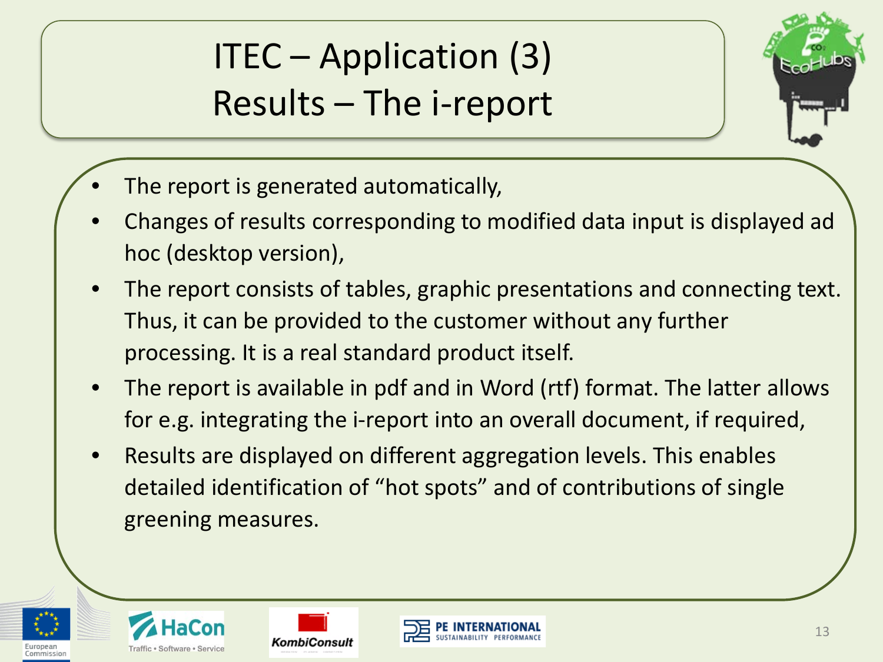# ITEC – Application (3)
## Results – The i-report

- The report is generated automatically,
- Changes of results corresponding to modified data input is displayed ad hoc (desktop version),
- The report consists of tables, graphic presentations and connecting text. Thus, it can be provided to the customer without any further processing. It is a real standard product itself.
- The report is available in pdf and in Word (rtf) format. The latter allows for e.g. integrating the i-report into an overall document, if required,
- Results are displayed on different aggregation levels. This enables detailed identification of "hot spots" and of contributions of single greening measures.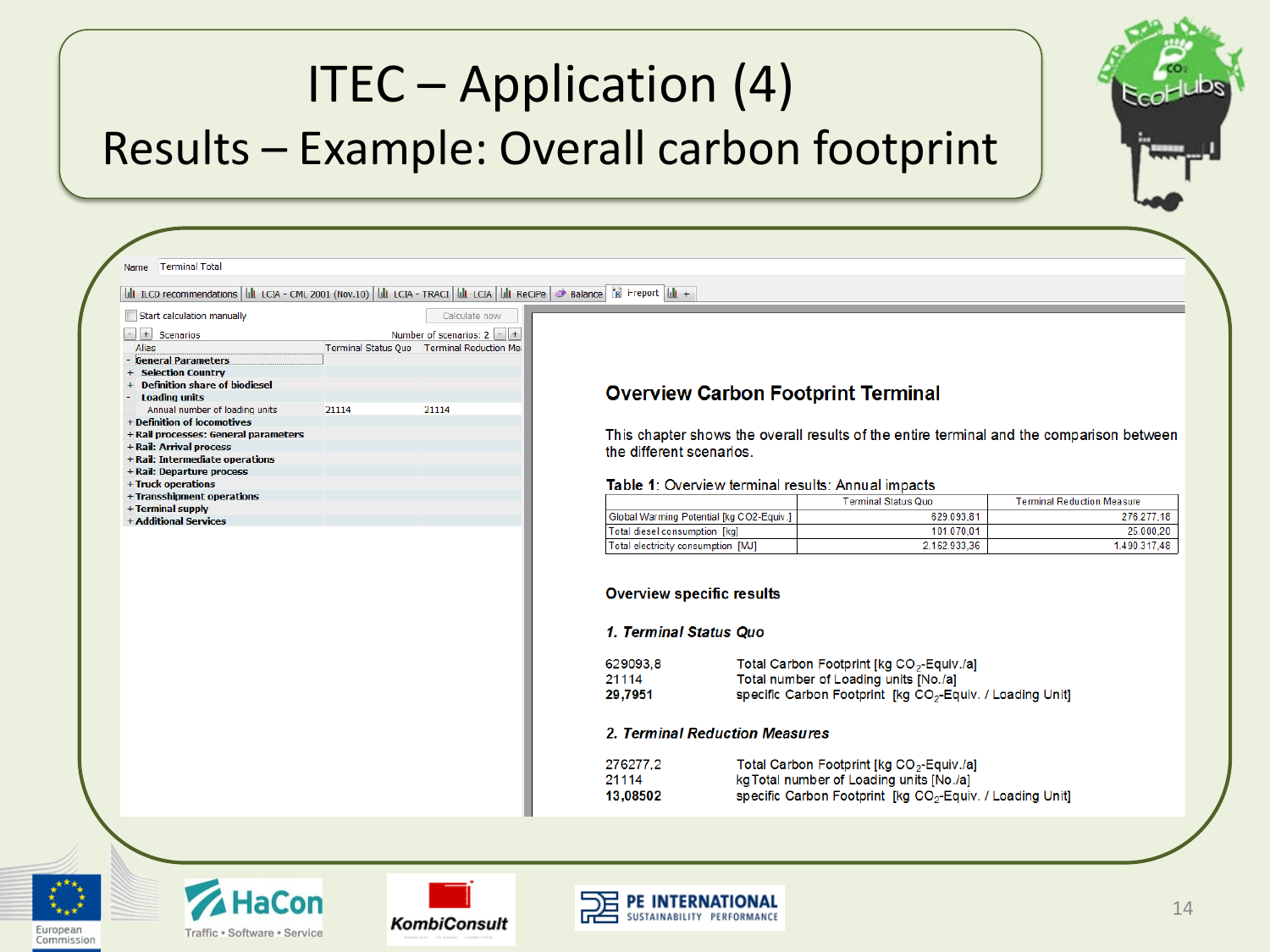# ITEC – Application (4)

## Results – Example: Overall carbon footprint

Name: Terminal Total

ILCD recommendations | LCIA - CML 2001 (Nov.10) | LCIA - TRACI | LCIA | ReCiPe | Balance | i-report | +

Start calculation manually — Calculate now

Scenarios — Number of scenarios: 2

| Alias | Terminal Status Quo | Terminal Reduction Me |
|---|---|---|
| - General Parameters | | |
| + Selection Country | | |
| + Definition share of biodiesel | | |
| - Loading units | | |
| Annual number of loading units | 21114 | 21114 |
| + Definition of locomotives | | |
| + Rail processes: General parameters | | |
| + Rail: Arrival process | | |
| + Rail: Intermediate operations | | |
| + Rail: Departure process | | |
| + Truck operations | | |
| + Transshipment operations | | |
| + Terminal supply | | |
| + Additional Services | | |

### Overview Carbon Footprint Terminal

This chapter shows the overall results of the entire terminal and the comparison between the different scenarios.

**Table 1**: Overview terminal results: Annual impacts

| | Terminal Status Quo | Terminal Reduction Measure |
|---|---|---|
| Global Warming Potential [kg CO2-Equiv.] | 629.093,81 | 276.277,18 |
| Total diesel consumption [kg] | 101.070,01 | 25.000,20 |
| Total electricity consumption [MJ] | 2.162.933,36 | 1.490.317,48 |

**Overview specific results**

***1. Terminal Status Quo***

629093,8 — Total Carbon Footprint [kg $CO_2$-Equiv./a]
21114 — Total number of Loading units [No./a]
**29,7951** — specific Carbon Footprint [kg $CO_2$-Equiv. / Loading Unit]

***2. Terminal Reduction Measures***

276277,2 — Total Carbon Footprint [kg $CO_2$-Equiv./a]
21114 — kgTotal number of Loading units [No./a]
**13,08502** — specific Carbon Footprint [kg $CO_2$-Equiv. / Loading Unit]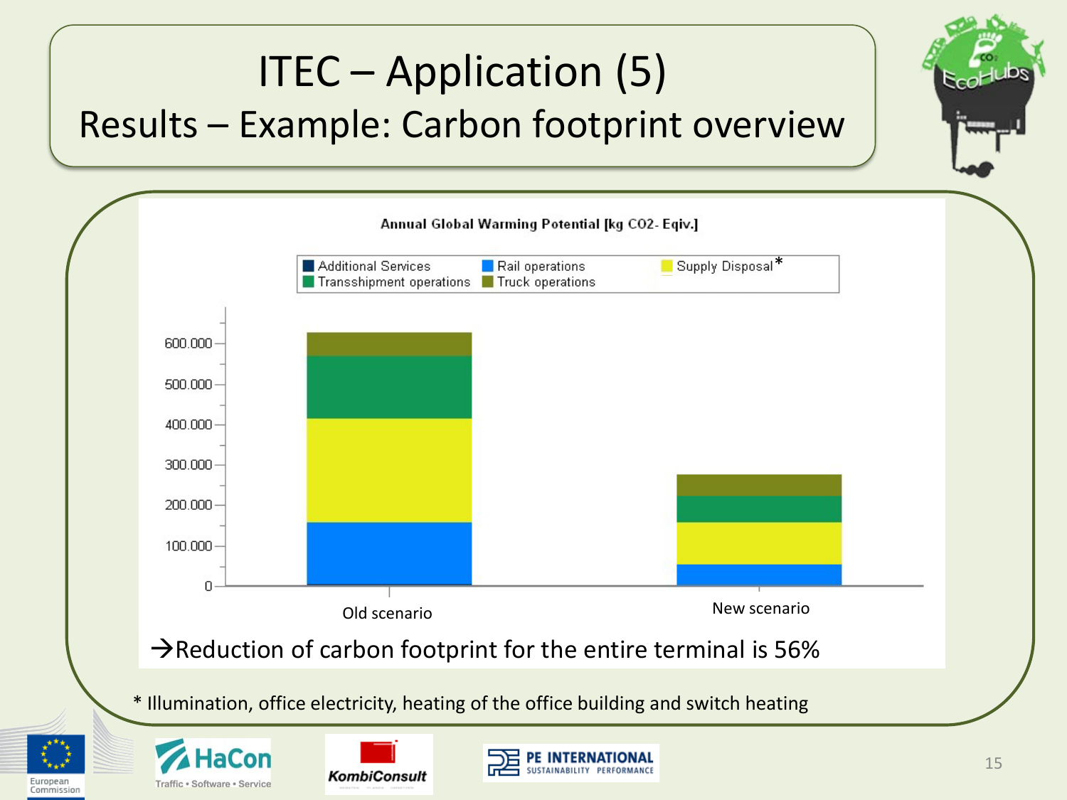# ITEC – Application (5)

## Results – Example: Carbon footprint overview

Annual Global Warming Potential [kg CO2- Eqiv.]

Additional Services | Rail operations | Supply Disposal* | Transshipment operations | Truck operations

600.000
500.000
400.000
300.000
200.000
100.000
0

Old scenario | New scenario

→Reduction of carbon footprint for the entire terminal is 56%

\* Illumination, office electricity, heating of the office building and switch heating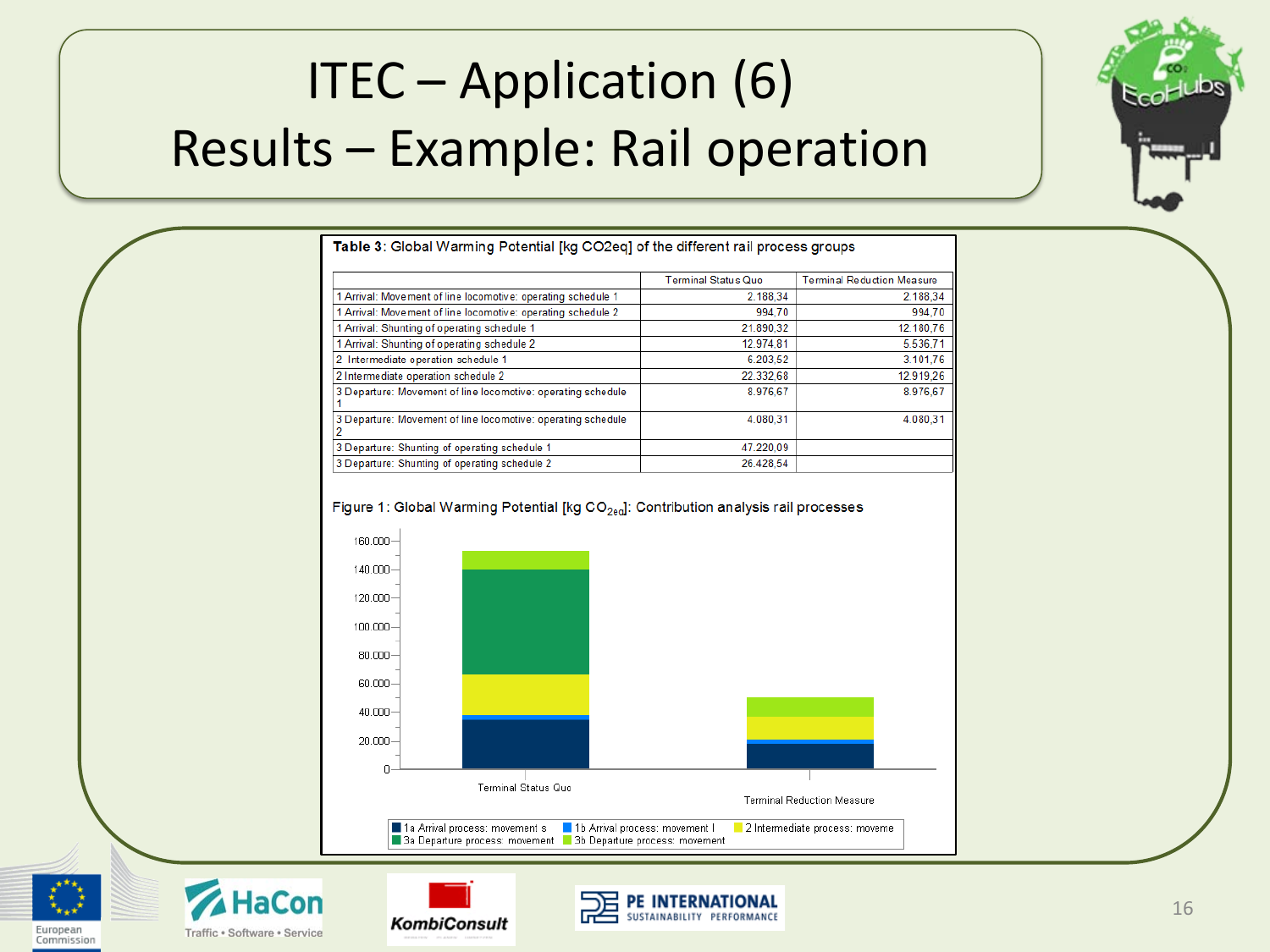# ITEC – Application (6)
## Results – Example: Rail operation

**Table 3**: Global Warming Potential [kg CO2eq] of the different rail process groups

| | Terminal Status Quo | Terminal Reduction Measure |
|---|---|---|
| 1 Arrival: Movement of line locomotive: operating schedule 1 | 2.188,34 | 2.188,34 |
| 1 Arrival: Movement of line locomotive: operating schedule 2 | 994,70 | 994,70 |
| 1 Arrival: Shunting of operating schedule 1 | 21.890,32 | 12.180,76 |
| 1 Arrival: Shunting of operating schedule 2 | 12.974,81 | 5.536,71 |
| 2 Intermediate operation schedule 1 | 6.203,52 | 3.101,76 |
| 2 Intermediate operation schedule 2 | 22.332,68 | 12.919,26 |
| 3 Departure: Movement of line locomotive: operating schedule 1 | 8.976,67 | 8.976,67 |
| 3 Departure: Movement of line locomotive: operating schedule 2 | 4.080,31 | 4.080,31 |
| 3 Departure: Shunting of operating schedule 1 | 47.220,09 | |
| 3 Departure: Shunting of operating schedule 2 | 26.428,54 | |

Figure 1: Global Warming Potential [kg $CO_{2eq}$]: Contribution analysis rail processes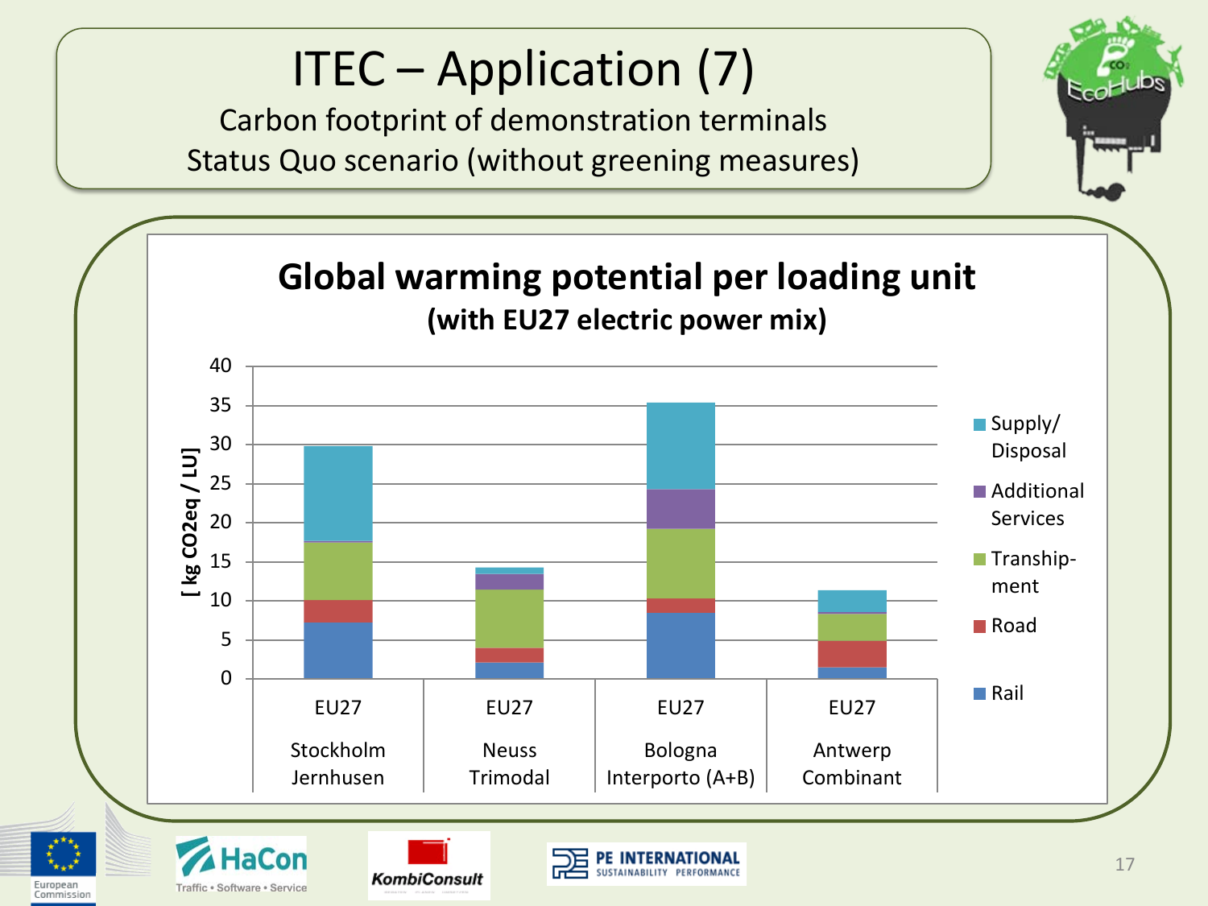# ITEC – Application (7)

Carbon footprint of demonstration terminals

Status Quo scenario (without greening measures)

**Global warming potential per loading unit**

**(with EU27 electric power mix)**

[ kg CO2eq / LU]

Legend: Supply/ Disposal; Additional Services; Transhipment; Road; Rail

EU27 Stockholm Jernhusen | EU27 Neuss Trimodal | EU27 Bologna Interporto (A+B) | EU27 Antwerp Combinant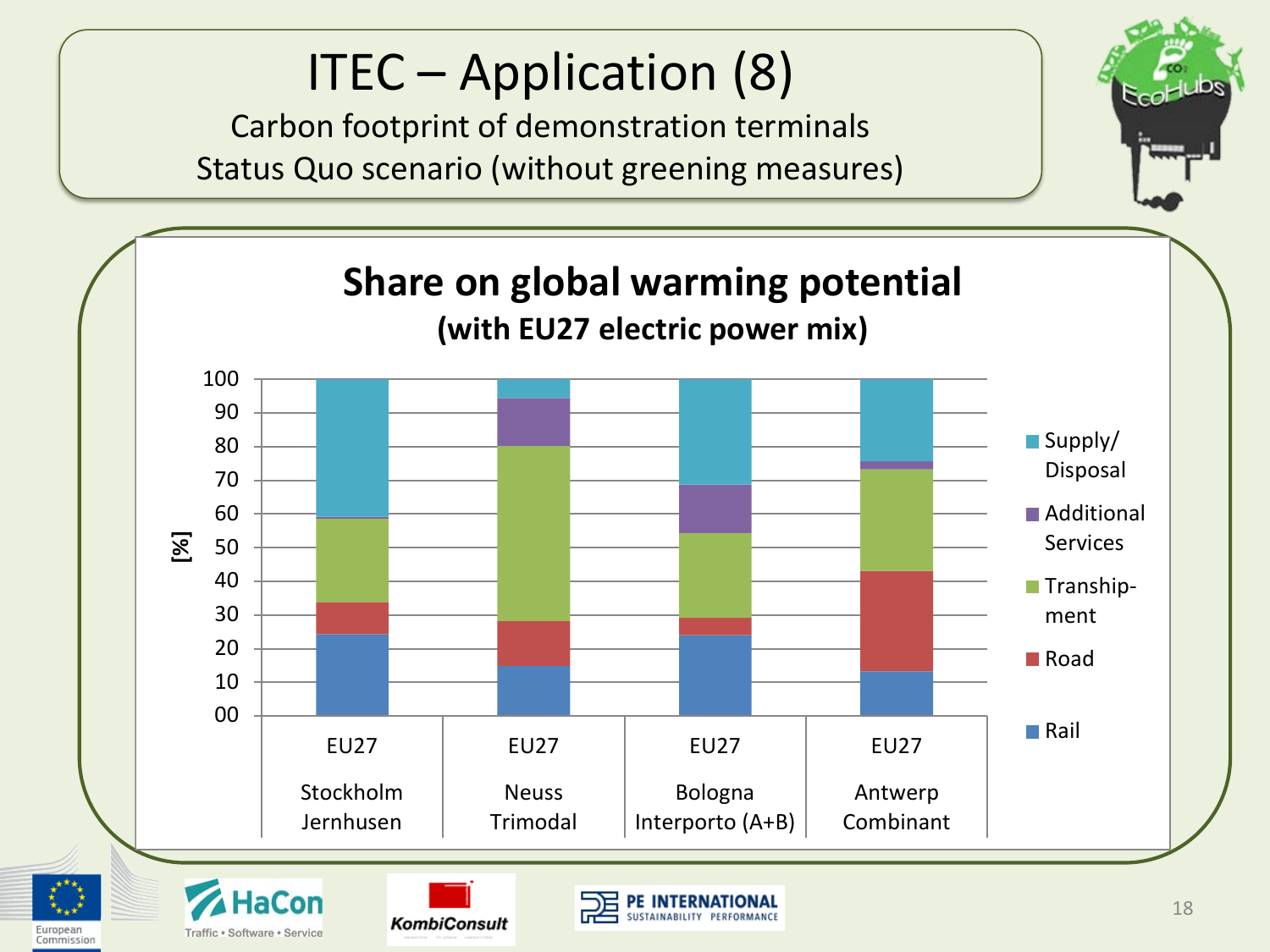# ITEC – Application (8)

Carbon footprint of demonstration terminals

Status Quo scenario (without greening measures)

**Share on global warming potential**

**(with EU27 electric power mix)**

[%]

100
90
80
70
60
50
40
30
20
10
00

EU27 Stockholm Jernhusen | EU27 Neuss Trimodal | EU27 Bologna Interporto (A+B) | EU27 Antwerp Combinant

Supply/ Disposal
Additional Services
Tranship-ment
Road
Rail

European Commission

HaCon Traffic • Software • Service

KombiConsult

PE INTERNATIONAL SUSTAINABILITY PERFORMANCE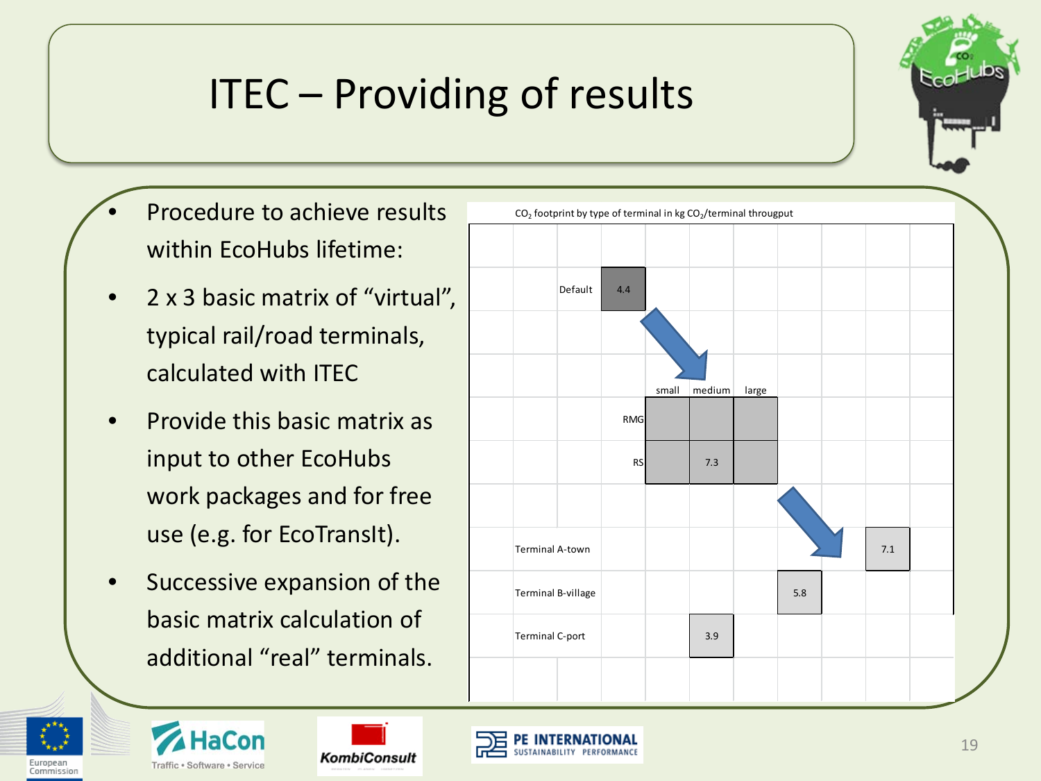# ITEC – Providing of results

- Procedure to achieve results within EcoHubs lifetime:
- 2 x 3 basic matrix of “virtual”, typical rail/road terminals, calculated with ITEC
- Provide this basic matrix as input to other EcoHubs work packages and for free use (e.g. for EcoTransIt).
- Successive expansion of the basic matrix calculation of additional “real” terminals.

$CO_2$ footprint by type of terminal in kg $CO_2$/terminal througput

Default: 4.4

| | small | medium | large |
|---|---|---|---|
| RMG | | | |
| RS | | 7.3 | |

| Terminal | Value |
|---|---|
| Terminal A-town | 7.1 |
| Terminal B-village | 5.8 |
| Terminal C-port | 3.9 |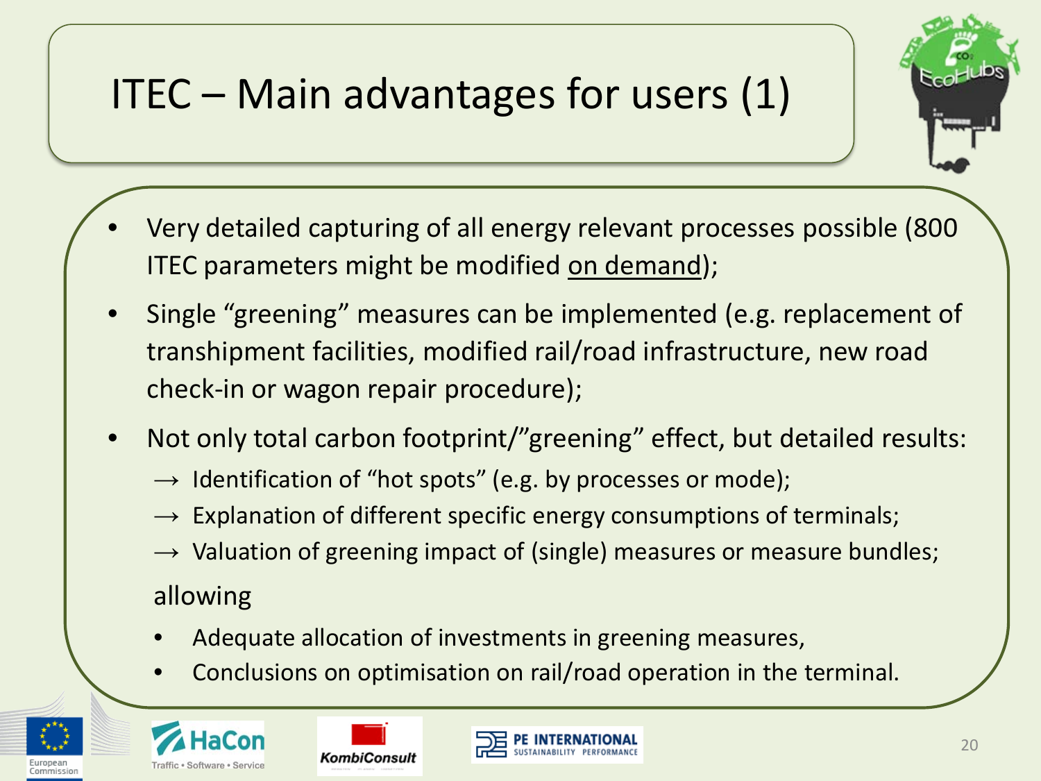# ITEC – Main advantages for users (1)

- Very detailed capturing of all energy relevant processes possible (800 ITEC parameters might be modified <u>on demand</u>);
- Single “greening” measures can be implemented (e.g. replacement of transhipment facilities, modified rail/road infrastructure, new road check-in or wagon repair procedure);
- Not only total carbon footprint/”greening” effect, but detailed results:
  - → Identification of “hot spots” (e.g. by processes or mode);
  - → Explanation of different specific energy consumptions of terminals;
  - → Valuation of greening impact of (single) measures or measure bundles;

  allowing

  - Adequate allocation of investments in greening measures,
  - Conclusions on optimisation on rail/road operation in the terminal.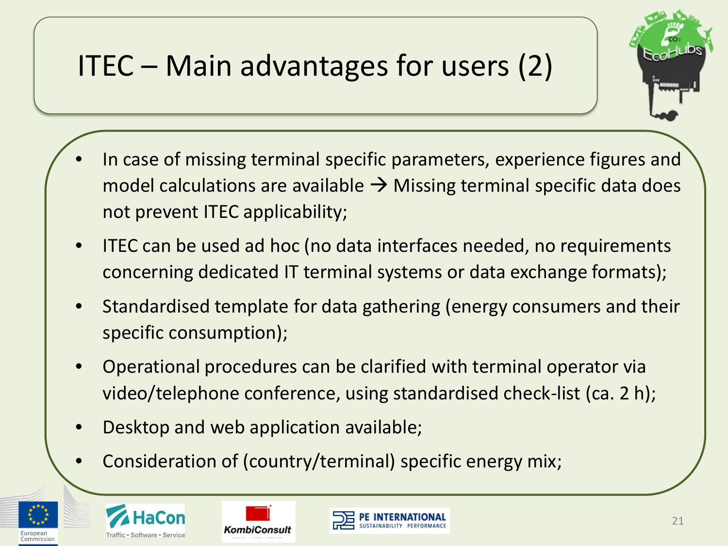# ITEC – Main advantages for users (2)

- In case of missing terminal specific parameters, experience figures and model calculations are available → Missing terminal specific data does not prevent ITEC applicability;
- ITEC can be used ad hoc (no data interfaces needed, no requirements concerning dedicated IT terminal systems or data exchange formats);
- Standardised template for data gathering (energy consumers and their specific consumption);
- Operational procedures can be clarified with terminal operator via video/telephone conference, using standardised check-list (ca. 2 h);
- Desktop and web application available;
- Consideration of (country/terminal) specific energy mix;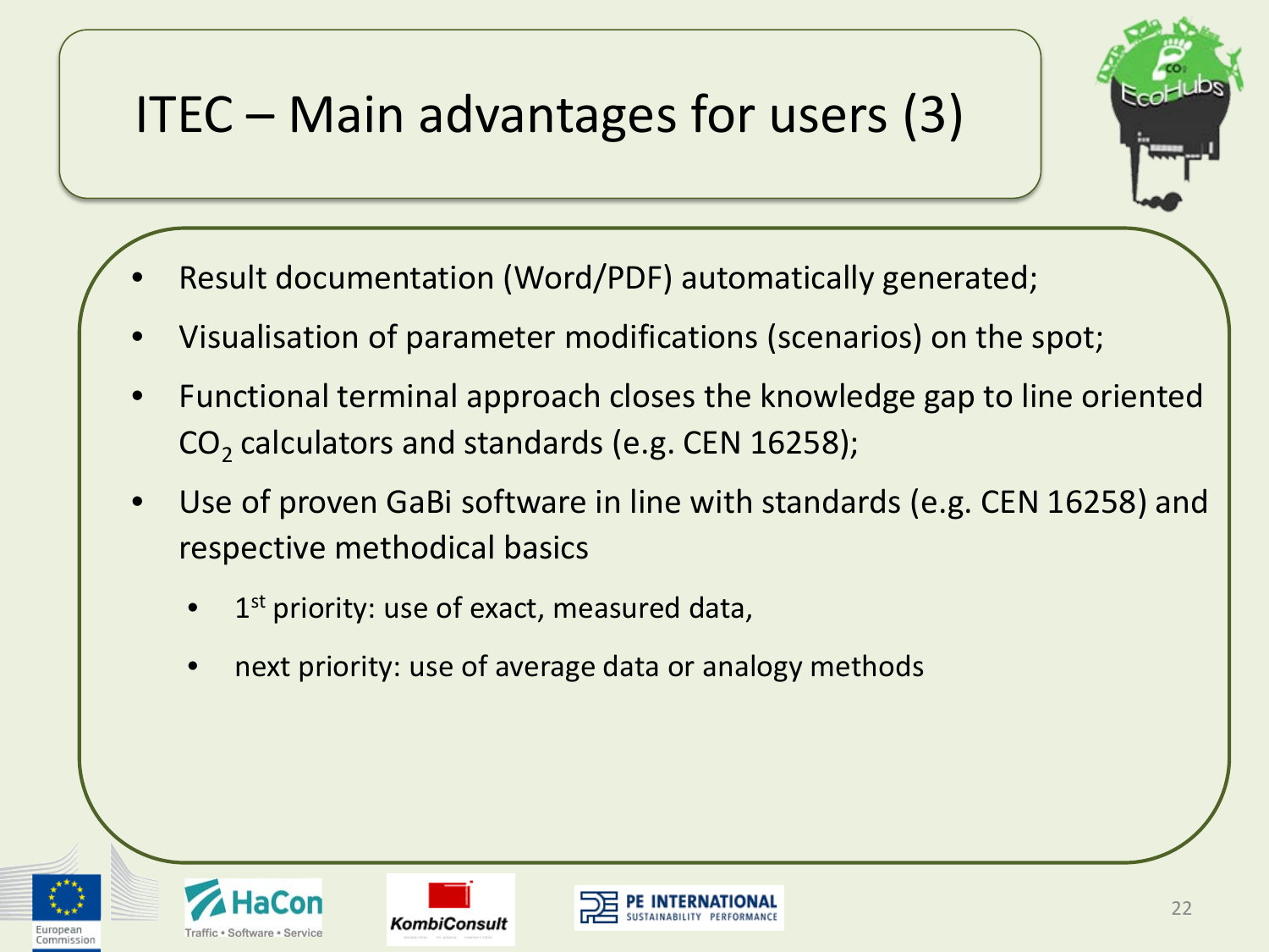# ITEC – Main advantages for users (3)

- Result documentation (Word/PDF) automatically generated;
- Visualisation of parameter modifications (scenarios) on the spot;
- Functional terminal approach closes the knowledge gap to line oriented $CO_2$ calculators and standards (e.g. CEN 16258);
- Use of proven GaBi software in line with standards (e.g. CEN 16258) and respective methodical basics
  - 1st priority: use of exact, measured data,
  - next priority: use of average data or analogy methods